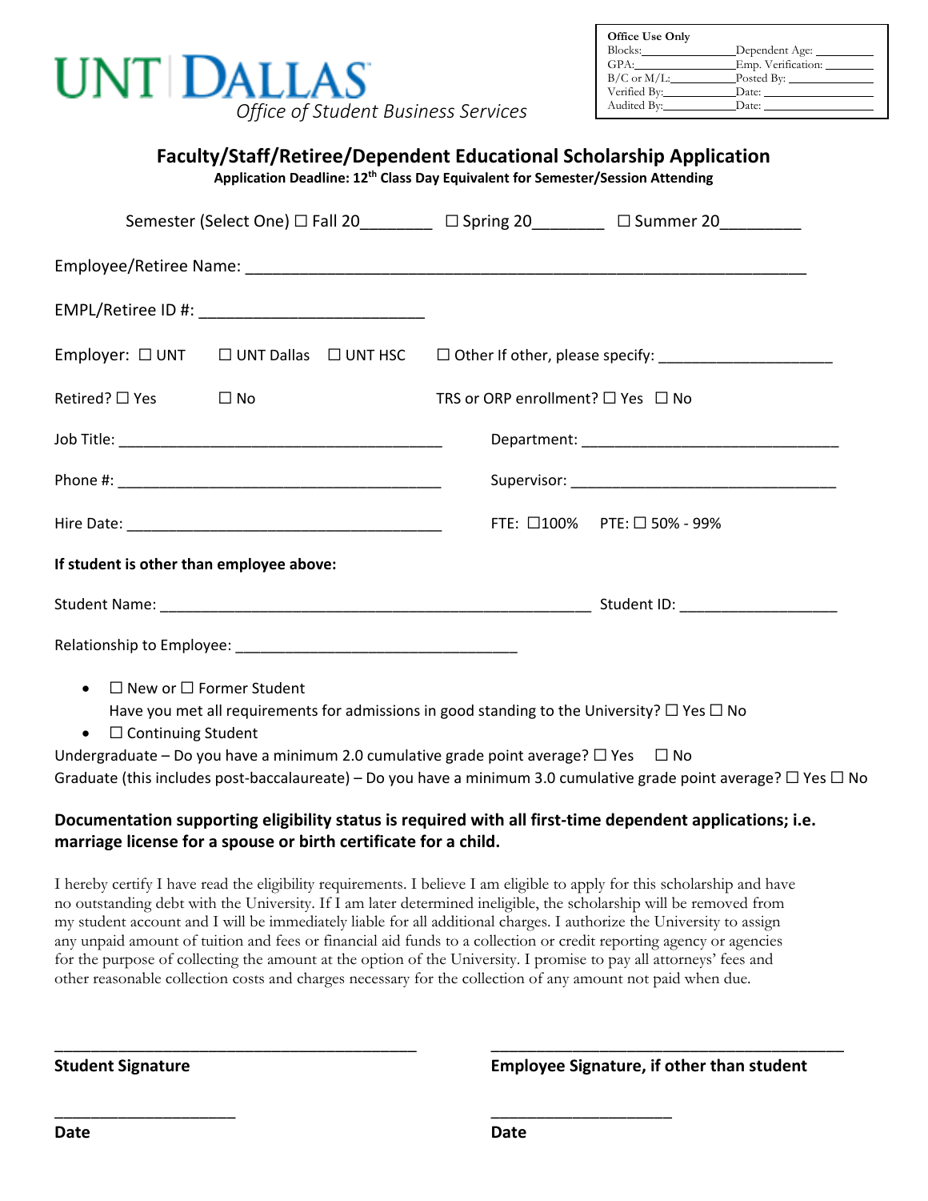UNT | DALLAS
*Office of Student Business Services*

| Office Use Only | |
|---|---|
| Blocks:__________ | Dependent Age: __________ |
| GPA:__________ | Emp. Verification: __________ |
| B/C or M/L:__________ | Posted By: __________ |
| Verified By:__________ | Date: __________ |
| Audited By:__________ | Date: __________ |

## Faculty/Staff/Retiree/Dependent Educational Scholarship Application

**Application Deadline: 12th Class Day Equivalent for Semester/Session Attending**

Semester (Select One) ☐ Fall 20________ ☐ Spring 20________ ☐ Summer 20________

Employee/Retiree Name: ________________________________________________________________

EMPL/Retiree ID #: __________________________

Employer: ☐ UNT ☐ UNT Dallas ☐ UNT HSC ☐ Other If other, please specify: ____________________

Retired? ☐ Yes ☐ No TRS or ORP enrollment? ☐ Yes ☐ No

Job Title: ______________________________________ Department: ______________________________

Phone #: ______________________________________ Supervisor: ________________________________

Hire Date: _____________________________________ FTE: ☐100% PTE: ☐ 50% - 99%

**If student is other than employee above:**

Student Name: ___________________________________________________ Student ID: __________________

Relationship to Employee: _________________________________

- ☐ New or ☐ Former Student
  Have you met all requirements for admissions in good standing to the University? ☐ Yes ☐ No
- ☐ Continuing Student

Undergraduate – Do you have a minimum 2.0 cumulative grade point average? ☐ Yes ☐ No
Graduate (this includes post-baccalaureate) – Do you have a minimum 3.0 cumulative grade point average? ☐ Yes ☐ No

**Documentation supporting eligibility status is required with all first-time dependent applications; i.e. marriage license for a spouse or birth certificate for a child.**

I hereby certify I have read the eligibility requirements. I believe I am eligible to apply for this scholarship and have no outstanding debt with the University. If I am later determined ineligible, the scholarship will be removed from my student account and I will be immediately liable for all additional charges. I authorize the University to assign any unpaid amount of tuition and fees or financial aid funds to a collection or credit reporting agency or agencies for the purpose of collecting the amount at the option of the University. I promise to pay all attorneys' fees and other reasonable collection costs and charges necessary for the collection of any amount not paid when due.

___________________________________________ ___________________________________________
**Student Signature** **Employee Signature, if other than student**

_____________________ _____________________
**Date** **Date**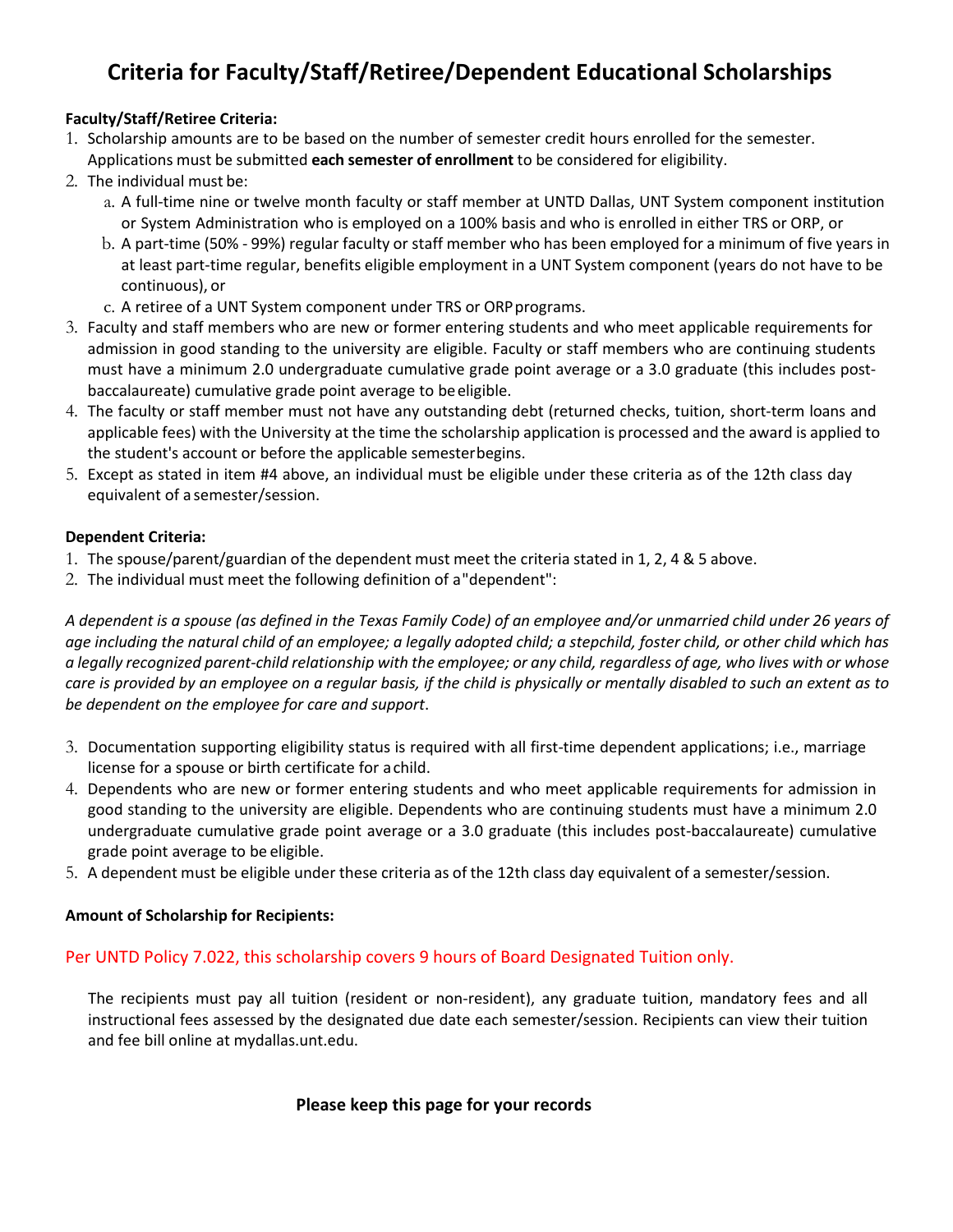# Criteria for Faculty/Staff/Retiree/Dependent Educational Scholarships

**Faculty/Staff/Retiree Criteria:**

1. Scholarship amounts are to be based on the number of semester credit hours enrolled for the semester. Applications must be submitted **each semester of enrollment** to be considered for eligibility.
2. The individual must be:
   a. A full-time nine or twelve month faculty or staff member at UNTD Dallas, UNT System component institution or System Administration who is employed on a 100% basis and who is enrolled in either TRS or ORP, or
   b. A part-time (50% - 99%) regular faculty or staff member who has been employed for a minimum of five years in at least part-time regular, benefits eligible employment in a UNT System component (years do not have to be continuous), or
   c. A retiree of a UNT System component under TRS or ORP programs.
3. Faculty and staff members who are new or former entering students and who meet applicable requirements for admission in good standing to the university are eligible. Faculty or staff members who are continuing students must have a minimum 2.0 undergraduate cumulative grade point average or a 3.0 graduate (this includes post-baccalaureate) cumulative grade point average to be eligible.
4. The faculty or staff member must not have any outstanding debt (returned checks, tuition, short-term loans and applicable fees) with the University at the time the scholarship application is processed and the award is applied to the student's account or before the applicable semester begins.
5. Except as stated in item #4 above, an individual must be eligible under these criteria as of the 12th class day equivalent of a semester/session.

**Dependent Criteria:**

1. The spouse/parent/guardian of the dependent must meet the criteria stated in 1, 2, 4 & 5 above.
2. The individual must meet the following definition of a "dependent":

*A dependent is a spouse (as defined in the Texas Family Code) of an employee and/or unmarried child under 26 years of age including the natural child of an employee; a legally adopted child; a stepchild, foster child, or other child which has a legally recognized parent-child relationship with the employee; or any child, regardless of age, who lives with or whose care is provided by an employee on a regular basis, if the child is physically or mentally disabled to such an extent as to be dependent on the employee for care and support*.

3. Documentation supporting eligibility status is required with all first-time dependent applications; i.e., marriage license for a spouse or birth certificate for a child.
4. Dependents who are new or former entering students and who meet applicable requirements for admission in good standing to the university are eligible. Dependents who are continuing students must have a minimum 2.0 undergraduate cumulative grade point average or a 3.0 graduate (this includes post-baccalaureate) cumulative grade point average to be eligible.
5. A dependent must be eligible under these criteria as of the 12th class day equivalent of a semester/session.

**Amount of Scholarship for Recipients:**

Per UNTD Policy 7.022, this scholarship covers 9 hours of Board Designated Tuition only.

The recipients must pay all tuition (resident or non-resident), any graduate tuition, mandatory fees and all instructional fees assessed by the designated due date each semester/session. Recipients can view their tuition and fee bill online at mydallas.unt.edu.

**Please keep this page for your records**